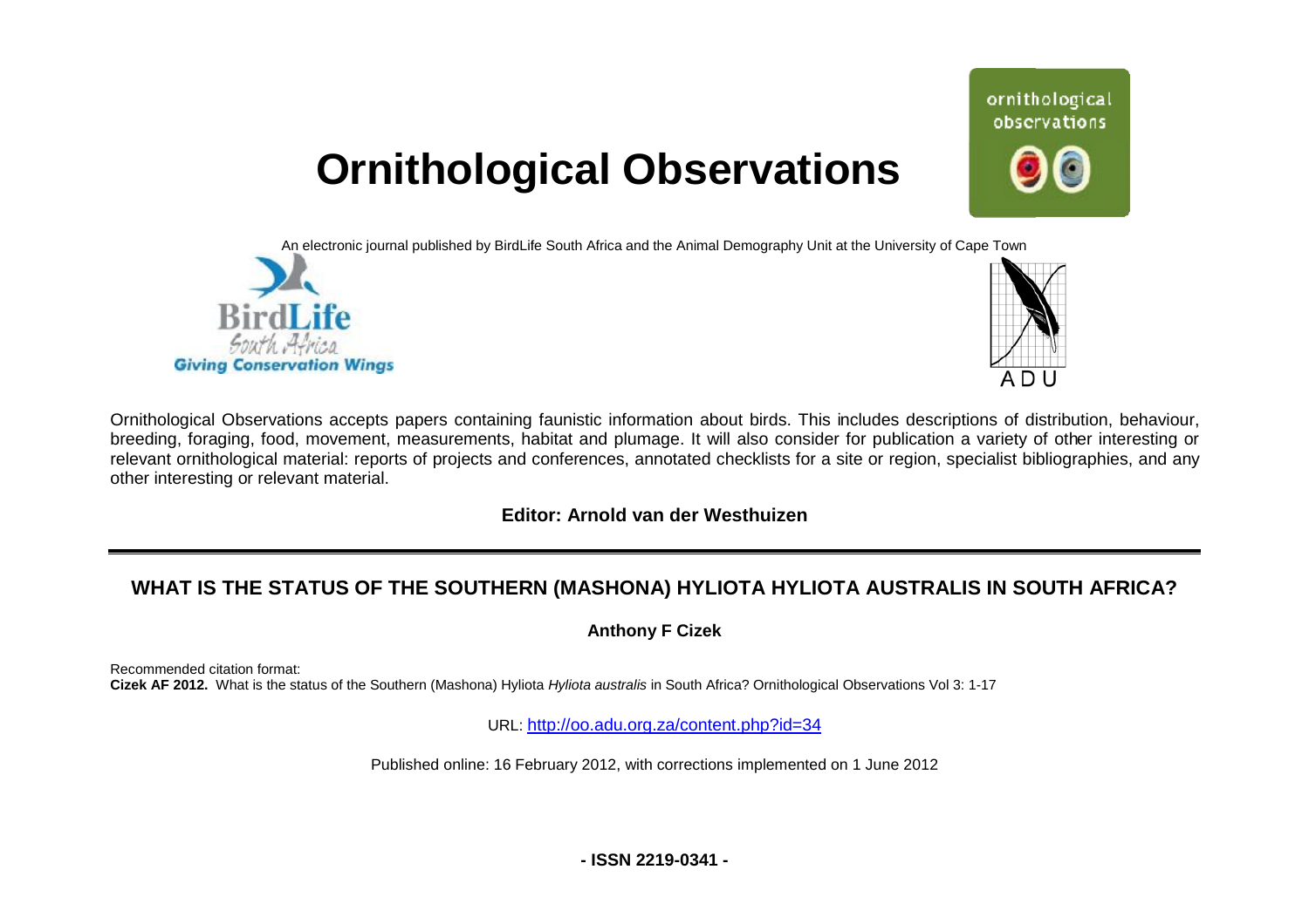# Ornithological Observations

An electronic journal published by BirdLife South Africa and the Animal Demography Unit at the University of Cape Town

Ornithological Observations accepts papers containing faunistic information about birds. This includes descriptions of distribution, behaviour, breeding, foraging, food, movement, measurements, habitat and plumage. It will also consider for publication a variety of other interesting or relevant ornithological material: reports of projects and conferences, annotated checklists for a site or region, specialist bibliographies, and any other interesting or relevant material.

**Editor: Arnold van der Westhuizen**

## WHAT IS THE STATUS OF THE SOUTHERN (MASHONA) HYLIOTA HYLIOTA AUSTRALIS IN SOUTH AFRICA?

**Anthony F Cizek**

Recommended citation format:
**Cizek AF 2012.** What is the status of the Southern (Mashona) Hyliota *Hyliota australis* in South Africa? Ornithological Observations Vol 3: 1-17

URL: http://oo.adu.org.za/content.php?id=34

Published online: 16 February 2012, with corrections implemented on 1 June 2012

**- ISSN 2219-0341 -**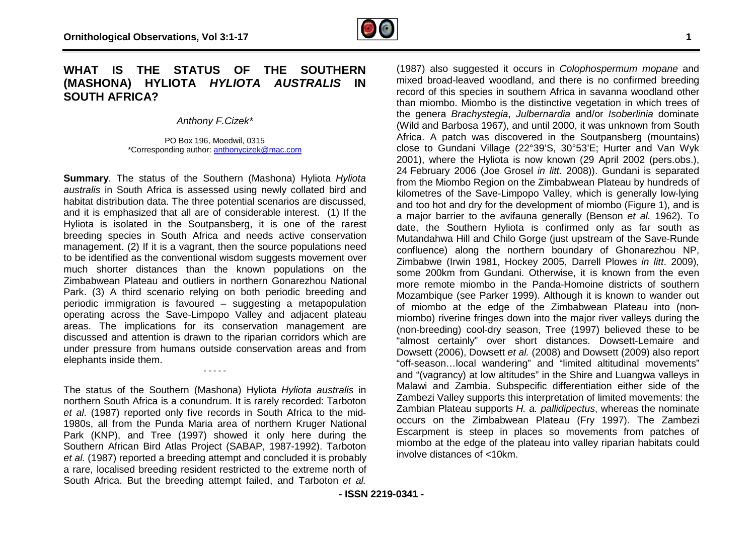# WHAT IS THE STATUS OF THE SOUTHERN (MASHONA) HYLIOTA *HYLIOTA AUSTRALIS* IN SOUTH AFRICA?

*Anthony F.Cizek**

PO Box 196, Moedwil, 0315
*Corresponding author: anthonycizek@mac.com

**Summary**. The status of the Southern (Mashona) Hyliota *Hyliota australis* in South Africa is assessed using newly collated bird and habitat distribution data. The three potential scenarios are discussed, and it is emphasized that all are of considerable interest. (1) If the Hyliota is isolated in the Soutpansberg, it is one of the rarest breeding species in South Africa and needs active conservation management. (2) If it is a vagrant, then the source populations need to be identified as the conventional wisdom suggests movement over much shorter distances than the known populations on the Zimbabwean Plateau and outliers in northern Gonarezhou National Park. (3) A third scenario relying on both periodic breeding and periodic immigration is favoured – suggesting a metapopulation operating across the Save-Limpopo Valley and adjacent plateau areas. The implications for its conservation management are discussed and attention is drawn to the riparian corridors which are under pressure from humans outside conservation areas and from elephants inside them.

- - - - -

The status of the Southern (Mashona) Hyliota *Hyliota australis* in northern South Africa is a conundrum. It is rarely recorded: Tarboton *et al.* (1987) reported only five records in South Africa to the mid-1980s, all from the Punda Maria area of northern Kruger National Park (KNP), and Tree (1997) showed it only here during the Southern African Bird Atlas Project (SABAP, 1987-1992). Tarboton *et al.* (1987) reported a breeding attempt and concluded it is probably a rare, localised breeding resident restricted to the extreme north of South Africa. But the breeding attempt failed, and Tarboton *et al.* (1987) also suggested it occurs in *Colophospermum mopane* and mixed broad-leaved woodland, and there is no confirmed breeding record of this species in southern Africa in savanna woodland other than miombo. Miombo is the distinctive vegetation in which trees of the genera *Brachystegia*, *Julbernardia* and/or *Isoberlinia* dominate (Wild and Barbosa 1967), and until 2000, it was unknown from South Africa. A patch was discovered in the Soutpansberg (mountains) close to Gundani Village (22°39'S, 30°53'E; Hurter and Van Wyk 2001), where the Hyliota is now known (29 April 2002 (pers.obs.), 24 February 2006 (Joe Grosel *in litt.* 2008)). Gundani is separated from the Miombo Region on the Zimbabwean Plateau by hundreds of kilometres of the Save-Limpopo Valley, which is generally low-lying and too hot and dry for the development of miombo (Figure 1), and is a major barrier to the avifauna generally (Benson *et al.* 1962). To date, the Southern Hyliota is confirmed only as far south as Mutandahwa Hill and Chilo Gorge (just upstream of the Save-Runde confluence) along the northern boundary of Ghonarezhou NP, Zimbabwe (Irwin 1981, Hockey 2005, Darrell Plowes *in litt*. 2009), some 200km from Gundani. Otherwise, it is known from the even more remote miombo in the Panda-Homoine districts of southern Mozambique (see Parker 1999). Although it is known to wander out of miombo at the edge of the Zimbabwean Plateau into (non-miombo) riverine fringes down into the major river valleys during the (non-breeding) cool-dry season, Tree (1997) believed these to be "almost certainly" over short distances. Dowsett-Lemaire and Dowsett (2006), Dowsett *et al.* (2008) and Dowsett (2009) also report "off-season…local wandering" and "limited altitudinal movements" and "(vagrancy) at low altitudes" in the Shire and Luangwa valleys in Malawi and Zambia. Subspecific differentiation either side of the Zambezi Valley supports this interpretation of limited movements: the Zambian Plateau supports *H. a. pallidipectus*, whereas the nominate occurs on the Zimbabwean Plateau (Fry 1997). The Zambezi Escarpment is steep in places so movements from patches of miombo at the edge of the plateau into valley riparian habitats could involve distances of <10km.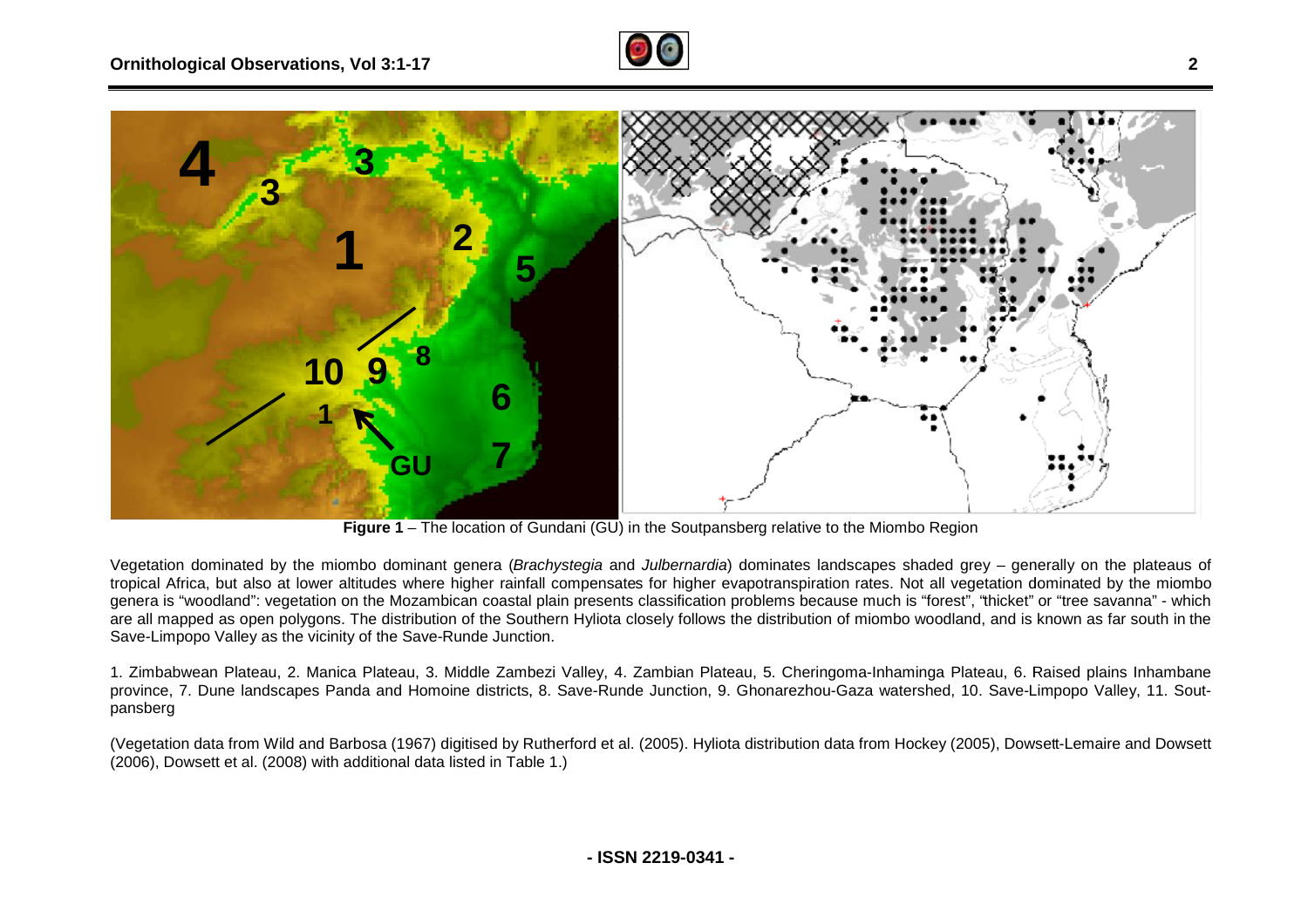**Figure 1** – The location of Gundani (GU) in the Soutpansberg relative to the Miombo Region

Vegetation dominated by the miombo dominant genera (*Brachystegia* and *Julbernardia*) dominates landscapes shaded grey – generally on the plateaus of tropical Africa, but also at lower altitudes where higher rainfall compensates for higher evapotranspiration rates. Not all vegetation dominated by the miombo genera is "woodland": vegetation on the Mozambican coastal plain presents classification problems because much is "forest", "thicket" or "tree savanna" - which are all mapped as open polygons. The distribution of the Southern Hyliota closely follows the distribution of miombo woodland, and is known as far south in the Save-Limpopo Valley as the vicinity of the Save-Runde Junction.

1. Zimbabwean Plateau, 2. Manica Plateau, 3. Middle Zambezi Valley, 4. Zambian Plateau, 5. Cheringoma-Inhaminga Plateau, 6. Raised plains Inhambane province, 7. Dune landscapes Panda and Homoine districts, 8. Save-Runde Junction, 9. Ghonarezhou-Gaza watershed, 10. Save-Limpopo Valley, 11. Soutpansberg

(Vegetation data from Wild and Barbosa (1967) digitised by Rutherford et al. (2005). Hyliota distribution data from Hockey (2005), Dowsett-Lemaire and Dowsett (2006), Dowsett et al. (2008) with additional data listed in Table 1.)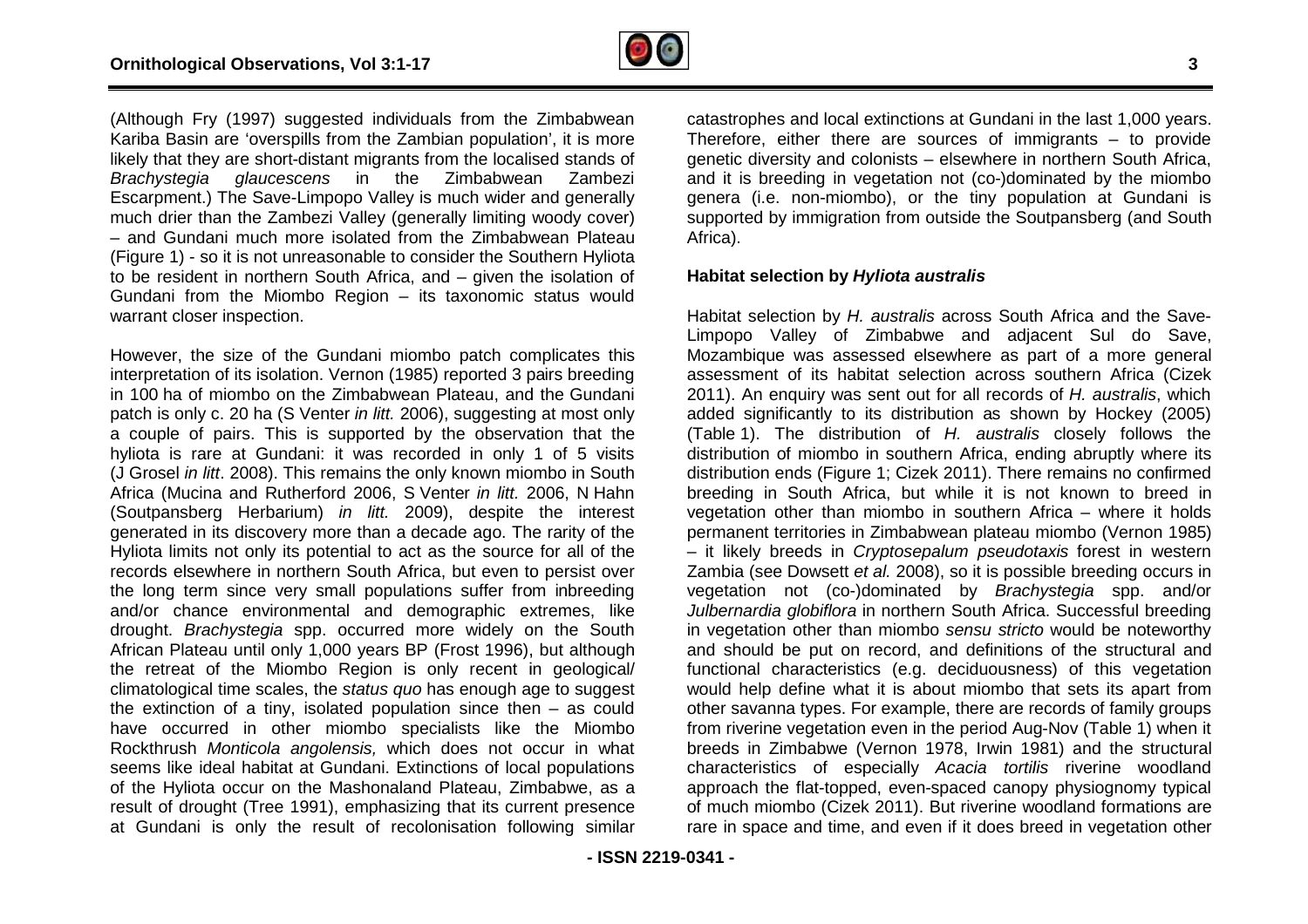(Although Fry (1997) suggested individuals from the Zimbabwean Kariba Basin are 'overspills from the Zambian population', it is more likely that they are short-distant migrants from the localised stands of *Brachystegia glaucescens* in the Zimbabwean Zambezi Escarpment.) The Save-Limpopo Valley is much wider and generally much drier than the Zambezi Valley (generally limiting woody cover) – and Gundani much more isolated from the Zimbabwean Plateau (Figure 1) - so it is not unreasonable to consider the Southern Hyliota to be resident in northern South Africa, and – given the isolation of Gundani from the Miombo Region – its taxonomic status would warrant closer inspection.

However, the size of the Gundani miombo patch complicates this interpretation of its isolation. Vernon (1985) reported 3 pairs breeding in 100 ha of miombo on the Zimbabwean Plateau, and the Gundani patch is only c. 20 ha (S Venter *in litt.* 2006), suggesting at most only a couple of pairs. This is supported by the observation that the hyliota is rare at Gundani: it was recorded in only 1 of 5 visits (J Grosel *in litt*. 2008). This remains the only known miombo in South Africa (Mucina and Rutherford 2006, S Venter *in litt.* 2006, N Hahn (Soutpansberg Herbarium) *in litt.* 2009), despite the interest generated in its discovery more than a decade ago. The rarity of the Hyliota limits not only its potential to act as the source for all of the records elsewhere in northern South Africa, but even to persist over the long term since very small populations suffer from inbreeding and/or chance environmental and demographic extremes, like drought. *Brachystegia* spp. occurred more widely on the South African Plateau until only 1,000 years BP (Frost 1996), but although the retreat of the Miombo Region is only recent in geological/ climatological time scales, the *status quo* has enough age to suggest the extinction of a tiny, isolated population since then – as could have occurred in other miombo specialists like the Miombo Rockthrush *Monticola angolensis,* which does not occur in what seems like ideal habitat at Gundani. Extinctions of local populations of the Hyliota occur on the Mashonaland Plateau, Zimbabwe, as a result of drought (Tree 1991), emphasizing that its current presence at Gundani is only the result of recolonisation following similar catastrophes and local extinctions at Gundani in the last 1,000 years. Therefore, either there are sources of immigrants – to provide genetic diversity and colonists – elsewhere in northern South Africa, and it is breeding in vegetation not (co-)dominated by the miombo genera (i.e. non-miombo), or the tiny population at Gundani is supported by immigration from outside the Soutpansberg (and South Africa).

## Habitat selection by *Hyliota australis*

Habitat selection by *H. australis* across South Africa and the Save-Limpopo Valley of Zimbabwe and adjacent Sul do Save, Mozambique was assessed elsewhere as part of a more general assessment of its habitat selection across southern Africa (Cizek 2011). An enquiry was sent out for all records of *H. australis*, which added significantly to its distribution as shown by Hockey (2005) (Table 1). The distribution of *H. australis* closely follows the distribution of miombo in southern Africa, ending abruptly where its distribution ends (Figure 1; Cizek 2011). There remains no confirmed breeding in South Africa, but while it is not known to breed in vegetation other than miombo in southern Africa – where it holds permanent territories in Zimbabwean plateau miombo (Vernon 1985) – it likely breeds in *Cryptosepalum pseudotaxis* forest in western Zambia (see Dowsett *et al.* 2008), so it is possible breeding occurs in vegetation not (co-)dominated by *Brachystegia* spp. and/or *Julbernardia globiflora* in northern South Africa. Successful breeding in vegetation other than miombo *sensu stricto* would be noteworthy and should be put on record, and definitions of the structural and functional characteristics (e.g. deciduousness) of this vegetation would help define what it is about miombo that sets its apart from other savanna types. For example, there are records of family groups from riverine vegetation even in the period Aug-Nov (Table 1) when it breeds in Zimbabwe (Vernon 1978, Irwin 1981) and the structural characteristics of especially *Acacia tortilis* riverine woodland approach the flat-topped, even-spaced canopy physiognomy typical of much miombo (Cizek 2011). But riverine woodland formations are rare in space and time, and even if it does breed in vegetation other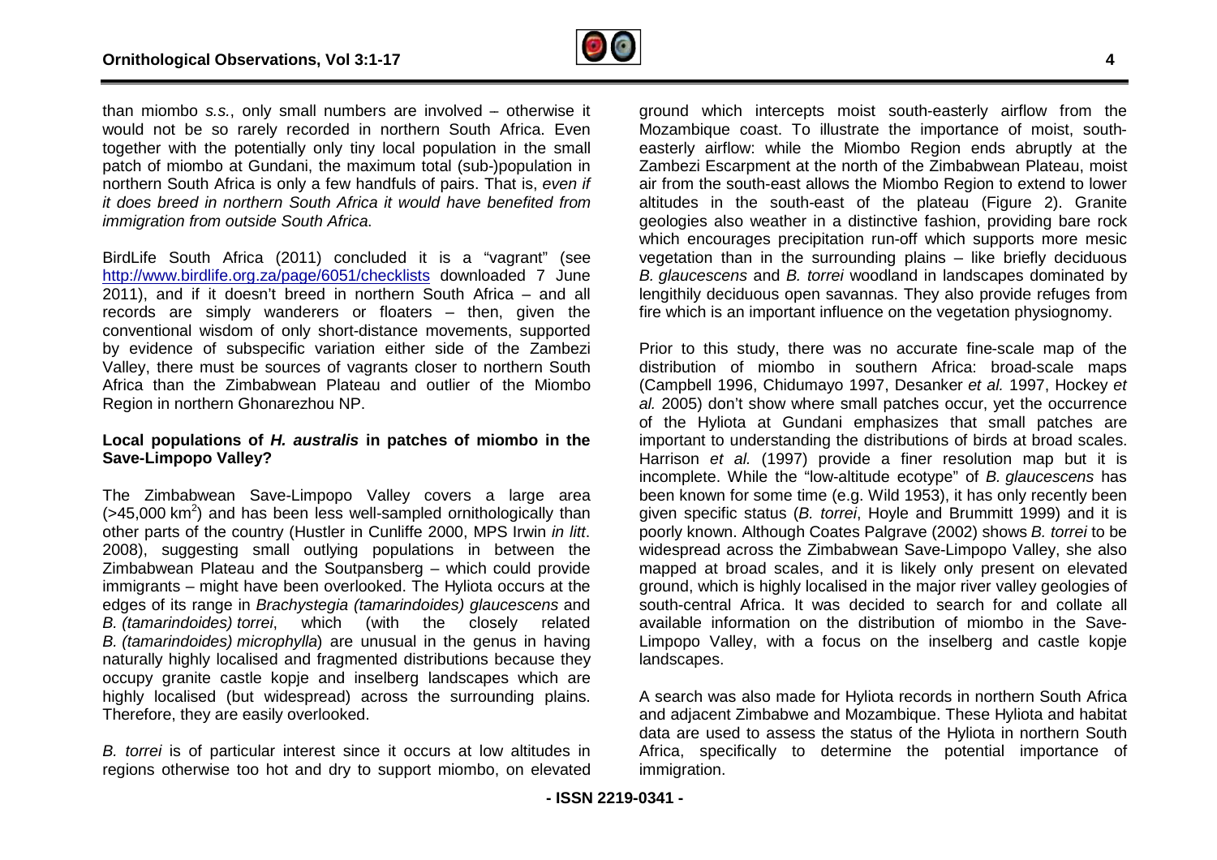than miombo *s.s.*, only small numbers are involved – otherwise it would not be so rarely recorded in northern South Africa. Even together with the potentially only tiny local population in the small patch of miombo at Gundani, the maximum total (sub-)population in northern South Africa is only a few handfuls of pairs. That is, *even if it does breed in northern South Africa it would have benefited from immigration from outside South Africa.*

BirdLife South Africa (2011) concluded it is a "vagrant" (see http://www.birdlife.org.za/page/6051/checklists downloaded 7 June 2011), and if it doesn't breed in northern South Africa – and all records are simply wanderers or floaters – then, given the conventional wisdom of only short-distance movements, supported by evidence of subspecific variation either side of the Zambezi Valley, there must be sources of vagrants closer to northern South Africa than the Zimbabwean Plateau and outlier of the Miombo Region in northern Ghonarezhou NP.

**Local populations of *H. australis* in patches of miombo in the Save-Limpopo Valley?**

The Zimbabwean Save-Limpopo Valley covers a large area (>45,000 km$^2$) and has been less well-sampled ornithologically than other parts of the country (Hustler in Cunliffe 2000, MPS Irwin *in litt*. 2008), suggesting small outlying populations in between the Zimbabwean Plateau and the Soutpansberg – which could provide immigrants – might have been overlooked. The Hyliota occurs at the edges of its range in *Brachystegia (tamarindoides) glaucescens* and *B. (tamarindoides) torrei*, which (with the closely related *B. (tamarindoides) microphylla*) are unusual in the genus in having naturally highly localised and fragmented distributions because they occupy granite castle kopje and inselberg landscapes which are highly localised (but widespread) across the surrounding plains. Therefore, they are easily overlooked.

*B. torrei* is of particular interest since it occurs at low altitudes in regions otherwise too hot and dry to support miombo, on elevated ground which intercepts moist south-easterly airflow from the Mozambique coast. To illustrate the importance of moist, south-easterly airflow: while the Miombo Region ends abruptly at the Zambezi Escarpment at the north of the Zimbabwean Plateau, moist air from the south-east allows the Miombo Region to extend to lower altitudes in the south-east of the plateau (Figure 2). Granite geologies also weather in a distinctive fashion, providing bare rock which encourages precipitation run-off which supports more mesic vegetation than in the surrounding plains – like briefly deciduous *B. glaucescens* and *B. torrei* woodland in landscapes dominated by lengithily deciduous open savannas. They also provide refuges from fire which is an important influence on the vegetation physiognomy.

Prior to this study, there was no accurate fine-scale map of the distribution of miombo in southern Africa: broad-scale maps (Campbell 1996, Chidumayo 1997, Desanker *et al.* 1997, Hockey *et al.* 2005) don't show where small patches occur, yet the occurrence of the Hyliota at Gundani emphasizes that small patches are important to understanding the distributions of birds at broad scales. Harrison *et al.* (1997) provide a finer resolution map but it is incomplete. While the "low-altitude ecotype" of *B. glaucescens* has been known for some time (e.g. Wild 1953), it has only recently been given specific status (*B. torrei*, Hoyle and Brummitt 1999) and it is poorly known. Although Coates Palgrave (2002) shows *B. torrei* to be widespread across the Zimbabwean Save-Limpopo Valley, she also mapped at broad scales, and it is likely only present on elevated ground, which is highly localised in the major river valley geologies of south-central Africa. It was decided to search for and collate all available information on the distribution of miombo in the Save-Limpopo Valley, with a focus on the inselberg and castle kopje landscapes.

A search was also made for Hyliota records in northern South Africa and adjacent Zimbabwe and Mozambique. These Hyliota and habitat data are used to assess the status of the Hyliota in northern South Africa, specifically to determine the potential importance of immigration.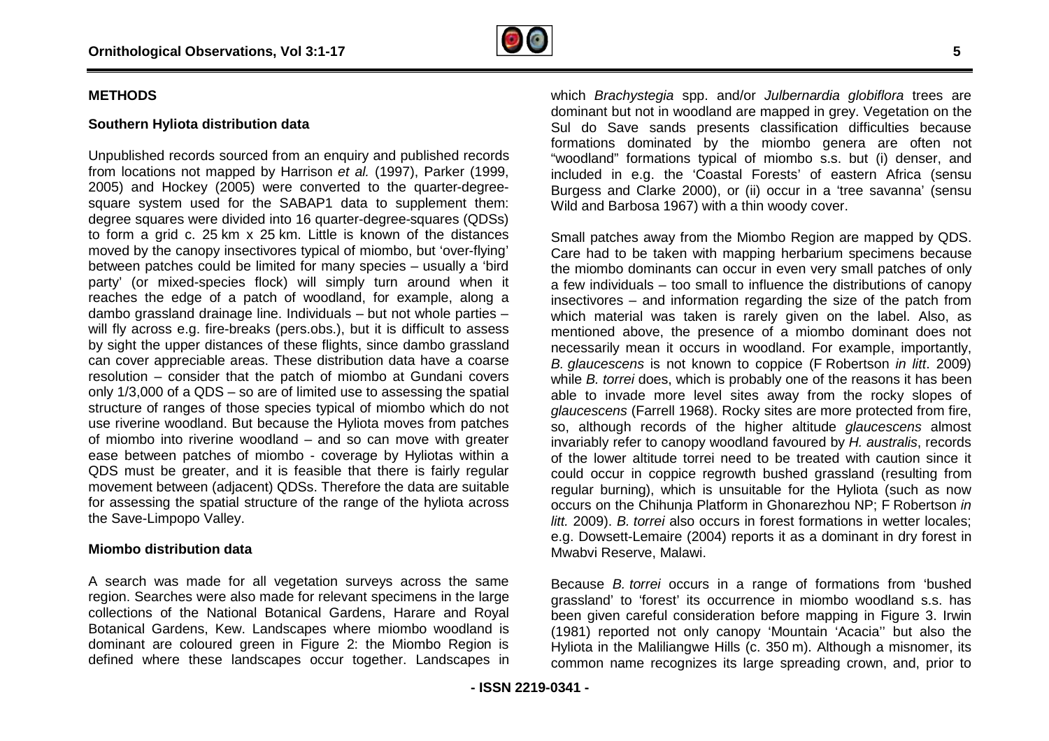## METHODS

### Southern Hyliota distribution data

Unpublished records sourced from an enquiry and published records from locations not mapped by Harrison *et al.* (1997), Parker (1999, 2005) and Hockey (2005) were converted to the quarter-degree-square system used for the SABAP1 data to supplement them: degree squares were divided into 16 quarter-degree-squares (QDSs) to form a grid c. 25 km x 25 km. Little is known of the distances moved by the canopy insectivores typical of miombo, but 'over-flying' between patches could be limited for many species – usually a 'bird party' (or mixed-species flock) will simply turn around when it reaches the edge of a patch of woodland, for example, along a dambo grassland drainage line. Individuals – but not whole parties – will fly across e.g. fire-breaks (pers.obs.), but it is difficult to assess by sight the upper distances of these flights, since dambo grassland can cover appreciable areas. These distribution data have a coarse resolution – consider that the patch of miombo at Gundani covers only 1/3,000 of a QDS – so are of limited use to assessing the spatial structure of ranges of those species typical of miombo which do not use riverine woodland. But because the Hyliota moves from patches of miombo into riverine woodland – and so can move with greater ease between patches of miombo - coverage by Hyliotas within a QDS must be greater, and it is feasible that there is fairly regular movement between (adjacent) QDSs. Therefore the data are suitable for assessing the spatial structure of the range of the hyliota across the Save-Limpopo Valley.

### Miombo distribution data

A search was made for all vegetation surveys across the same region. Searches were also made for relevant specimens in the large collections of the National Botanical Gardens, Harare and Royal Botanical Gardens, Kew. Landscapes where miombo woodland is dominant are coloured green in Figure 2: the Miombo Region is defined where these landscapes occur together. Landscapes in which *Brachystegia* spp. and/or *Julbernardia globiflora* trees are dominant but not in woodland are mapped in grey. Vegetation on the Sul do Save sands presents classification difficulties because formations dominated by the miombo genera are often not "woodland" formations typical of miombo s.s. but (i) denser, and included in e.g. the 'Coastal Forests' of eastern Africa (sensu Burgess and Clarke 2000), or (ii) occur in a 'tree savanna' (sensu Wild and Barbosa 1967) with a thin woody cover.

Small patches away from the Miombo Region are mapped by QDS. Care had to be taken with mapping herbarium specimens because the miombo dominants can occur in even very small patches of only a few individuals – too small to influence the distributions of canopy insectivores – and information regarding the size of the patch from which material was taken is rarely given on the label. Also, as mentioned above, the presence of a miombo dominant does not necessarily mean it occurs in woodland. For example, importantly, *B. glaucescens* is not known to coppice (F Robertson *in litt*. 2009) while *B. torrei* does, which is probably one of the reasons it has been able to invade more level sites away from the rocky slopes of *glaucescens* (Farrell 1968). Rocky sites are more protected from fire, so, although records of the higher altitude *glaucescens* almost invariably refer to canopy woodland favoured by *H. australis*, records of the lower altitude torrei need to be treated with caution since it could occur in coppice regrowth bushed grassland (resulting from regular burning), which is unsuitable for the Hyliota (such as now occurs on the Chihunja Platform in Ghonarezhou NP; F Robertson *in litt.* 2009). *B. torrei* also occurs in forest formations in wetter locales; e.g. Dowsett-Lemaire (2004) reports it as a dominant in dry forest in Mwabvi Reserve, Malawi.

Because *B. torrei* occurs in a range of formations from 'bushed grassland' to 'forest' its occurrence in miombo woodland s.s. has been given careful consideration before mapping in Figure 3. Irwin (1981) reported not only canopy 'Mountain 'Acacia'' but also the Hyliota in the Maliliangwe Hills (c. 350 m). Although a misnomer, its common name recognizes its large spreading crown, and, prior to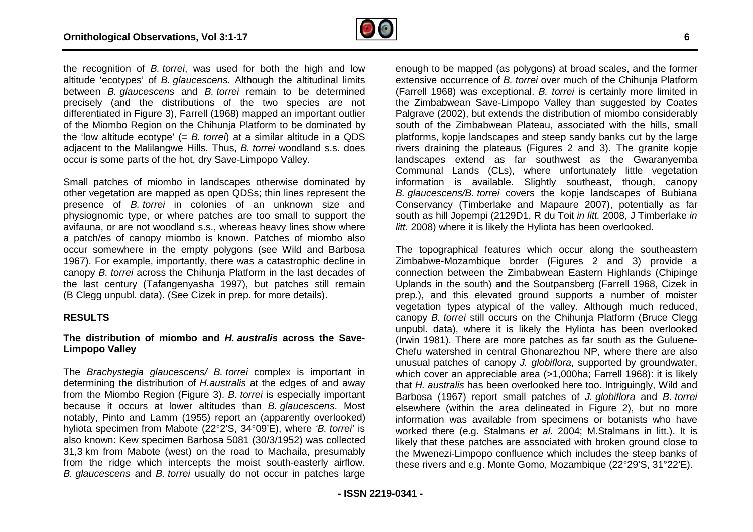the recognition of *B. torrei*, was used for both the high and low altitude 'ecotypes' of *B. glaucescens*. Although the altitudinal limits between *B. glaucescens* and *B. torrei* remain to be determined precisely (and the distributions of the two species are not differentiated in Figure 3), Farrell (1968) mapped an important outlier of the Miombo Region on the Chihunja Platform to be dominated by the 'low altitude ecotype' (= *B. torrei*) at a similar altitude in a QDS adjacent to the Malilangwe Hills. Thus, *B. torrei* woodland s.s. does occur is some parts of the hot, dry Save-Limpopo Valley.

Small patches of miombo in landscapes otherwise dominated by other vegetation are mapped as open QDSs; thin lines represent the presence of *B. torrei* in colonies of an unknown size and physiognomic type, or where patches are too small to support the avifauna, or are not woodland s.s., whereas heavy lines show where a patch/es of canopy miombo is known. Patches of miombo also occur somewhere in the empty polygons (see Wild and Barbosa 1967). For example, importantly, there was a catastrophic decline in canopy *B. torrei* across the Chihunja Platform in the last decades of the last century (Tafangenyasha 1997), but patches still remain (B Clegg unpubl. data). (See Cizek in prep. for more details).

## RESULTS

### The distribution of miombo and *H. australis* across the Save-Limpopo Valley

The *Brachystegia glaucescens/ B. torrei* complex is important in determining the distribution of *H.australis* at the edges of and away from the Miombo Region (Figure 3). *B. torrei* is especially important because it occurs at lower altitudes than *B. glaucescens*. Most notably, Pinto and Lamm (1955) report an (apparently overlooked) hyliota specimen from Mabote (22°2'S, 34°09'E), where *'B. torrei'* is also known: Kew specimen Barbosa 5081 (30/3/1952) was collected 31,3 km from Mabote (west) on the road to Machaila, presumably from the ridge which intercepts the moist south-easterly airflow. *B. glaucescens* and *B. torrei* usually do not occur in patches large enough to be mapped (as polygons) at broad scales, and the former extensive occurrence of *B. torrei* over much of the Chihunja Platform (Farrell 1968) was exceptional. *B. torrei* is certainly more limited in the Zimbabwean Save-Limpopo Valley than suggested by Coates Palgrave (2002), but extends the distribution of miombo considerably south of the Zimbabwean Plateau, associated with the hills, small platforms, kopje landscapes and steep sandy banks cut by the large rivers draining the plateaus (Figures 2 and 3). The granite kopje landscapes extend as far southwest as the Gwaranyemba Communal Lands (CLs), where unfortunately little vegetation information is available. Slightly southeast, though, canopy *B. glaucescens/B. torrei* covers the kopje landscapes of Bubiana Conservancy (Timberlake and Mapaure 2007), potentially as far south as hill Jopempi (2129D1, R du Toit *in litt.* 2008, J Timberlake *in litt.* 2008) where it is likely the Hyliota has been overlooked.

The topographical features which occur along the southeastern Zimbabwe-Mozambique border (Figures 2 and 3) provide a connection between the Zimbabwean Eastern Highlands (Chipinge Uplands in the south) and the Soutpansberg (Farrell 1968, Cizek in prep.), and this elevated ground supports a number of moister vegetation types atypical of the valley. Although much reduced, canopy *B. torrei* still occurs on the Chihunja Platform (Bruce Clegg unpubl. data), where it is likely the Hyliota has been overlooked (Irwin 1981). There are more patches as far south as the Guluene-Chefu watershed in central Ghonarezhou NP, where there are also unusual patches of canopy *J. globiflora*, supported by groundwater, which cover an appreciable area (>1,000ha; Farrell 1968): it is likely that *H. australis* has been overlooked here too. Intriguingly, Wild and Barbosa (1967) report small patches of *J. globiflora* and *B. torrei* elsewhere (within the area delineated in Figure 2), but no more information was available from specimens or botanists who have worked there (e.g. Stalmans *et al.* 2004; M.Stalmans in litt.). It is likely that these patches are associated with broken ground close to the Mwenezi-Limpopo confluence which includes the steep banks of these rivers and e.g. Monte Gomo, Mozambique (22°29'S, 31°22'E).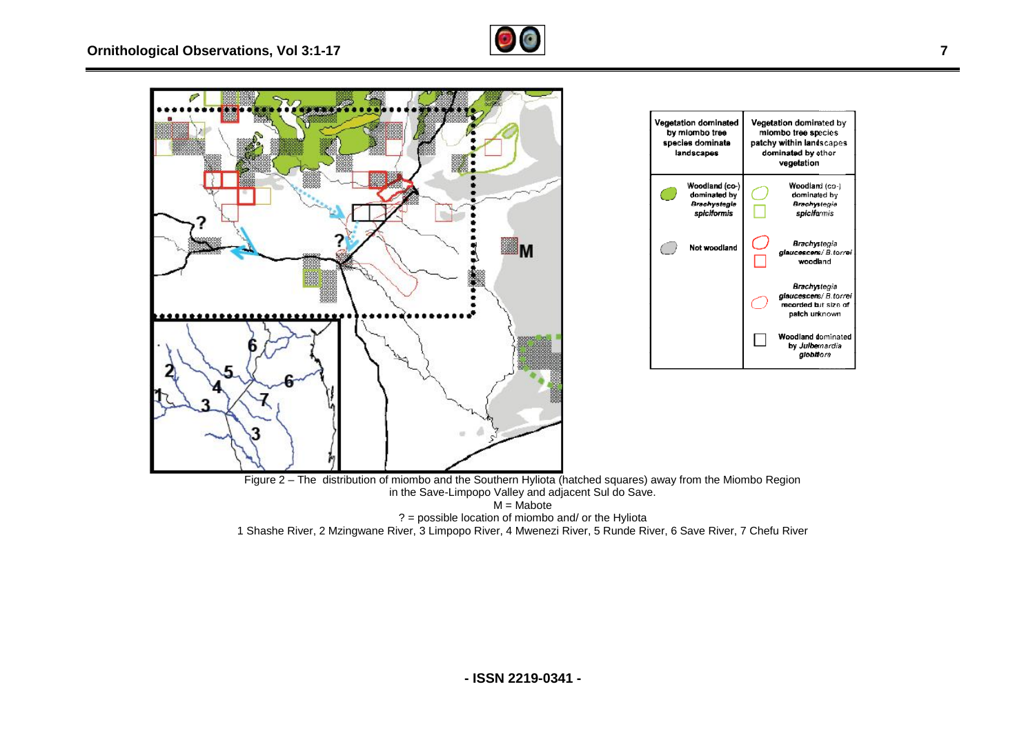| Vegetation dominated by miombo tree species dominate landscapes | | Vegetation dominated by miombo tree species patchy within landscapes dominated by other vegetation | |
|---|---|---|---|
| | Woodland (co-) dominated by *Brachystegia spiciformis* | | Woodland (co-) dominated by *Brachystegia spiciformis* |
| | Not woodland | | *Brachystegia glaucescens*/ *B. torrei* woodland |
| | | | *Brachystegia glaucescens*/ *B. torrei* recorded but size of patch unknown |
| | | | Woodland dominated by *Julbernardia globiflora* |

Figure 2 – The distribution of miombo and the Southern Hyliota (hatched squares) away from the Miombo Region in the Save-Limpopo Valley and adjacent Sul do Save.
M = Mabote
? = possible location of miombo and/ or the Hyliota
1 Shashe River, 2 Mzingwane River, 3 Limpopo River, 4 Mwenezi River, 5 Runde River, 6 Save River, 7 Chefu River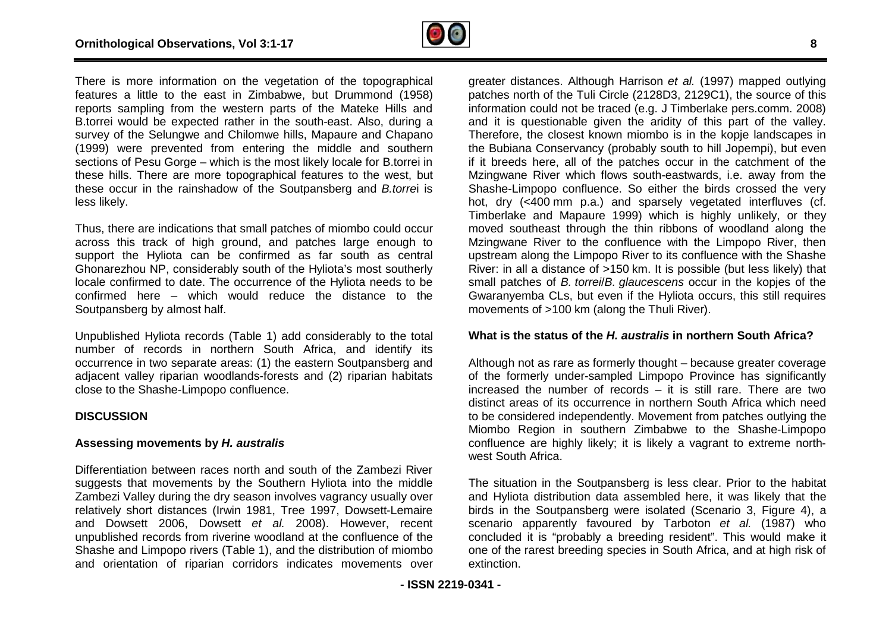There is more information on the vegetation of the topographical features a little to the east in Zimbabwe, but Drummond (1958) reports sampling from the western parts of the Mateke Hills and B.torrei would be expected rather in the south-east. Also, during a survey of the Selungwe and Chilomwe hills, Mapaure and Chapano (1999) were prevented from entering the middle and southern sections of Pesu Gorge – which is the most likely locale for B.torrei in these hills. There are more topographical features to the west, but these occur in the rainshadow of the Soutpansberg and *B.torre*i is less likely.

Thus, there are indications that small patches of miombo could occur across this track of high ground, and patches large enough to support the Hyliota can be confirmed as far south as central Ghonarezhou NP, considerably south of the Hyliota's most southerly locale confirmed to date. The occurrence of the Hyliota needs to be confirmed here – which would reduce the distance to the Soutpansberg by almost half.

Unpublished Hyliota records (Table 1) add considerably to the total number of records in northern South Africa, and identify its occurrence in two separate areas: (1) the eastern Soutpansberg and adjacent valley riparian woodlands-forests and (2) riparian habitats close to the Shashe-Limpopo confluence.

## DISCUSSION

### Assessing movements by *H. australis*

Differentiation between races north and south of the Zambezi River suggests that movements by the Southern Hyliota into the middle Zambezi Valley during the dry season involves vagrancy usually over relatively short distances (Irwin 1981, Tree 1997, Dowsett-Lemaire and Dowsett 2006, Dowsett *et al.* 2008). However, recent unpublished records from riverine woodland at the confluence of the Shashe and Limpopo rivers (Table 1), and the distribution of miombo and orientation of riparian corridors indicates movements over greater distances. Although Harrison *et al.* (1997) mapped outlying patches north of the Tuli Circle (2128D3, 2129C1), the source of this information could not be traced (e.g. J Timberlake pers.comm. 2008) and it is questionable given the aridity of this part of the valley. Therefore, the closest known miombo is in the kopje landscapes in the Bubiana Conservancy (probably south to hill Jopempi), but even if it breeds here, all of the patches occur in the catchment of the Mzingwane River which flows south-eastwards, i.e. away from the Shashe-Limpopo confluence. So either the birds crossed the very hot, dry (<400 mm p.a.) and sparsely vegetated interfluves (cf. Timberlake and Mapaure 1999) which is highly unlikely, or they moved southeast through the thin ribbons of woodland along the Mzingwane River to the confluence with the Limpopo River, then upstream along the Limpopo River to its confluence with the Shashe River: in all a distance of >150 km. It is possible (but less likely) that small patches of *B. torrei*/*B. glaucescens* occur in the kopjes of the Gwaranyemba CLs, but even if the Hyliota occurs, this still requires movements of >100 km (along the Thuli River).

### What is the status of the *H. australis* in northern South Africa?

Although not as rare as formerly thought – because greater coverage of the formerly under-sampled Limpopo Province has significantly increased the number of records – it is still rare. There are two distinct areas of its occurrence in northern South Africa which need to be considered independently. Movement from patches outlying the Miombo Region in southern Zimbabwe to the Shashe-Limpopo confluence are highly likely; it is likely a vagrant to extreme north-west South Africa.

The situation in the Soutpansberg is less clear. Prior to the habitat and Hyliota distribution data assembled here, it was likely that the birds in the Soutpansberg were isolated (Scenario 3, Figure 4), a scenario apparently favoured by Tarboton *et al.* (1987) who concluded it is "probably a breeding resident". This would make it one of the rarest breeding species in South Africa, and at high risk of extinction.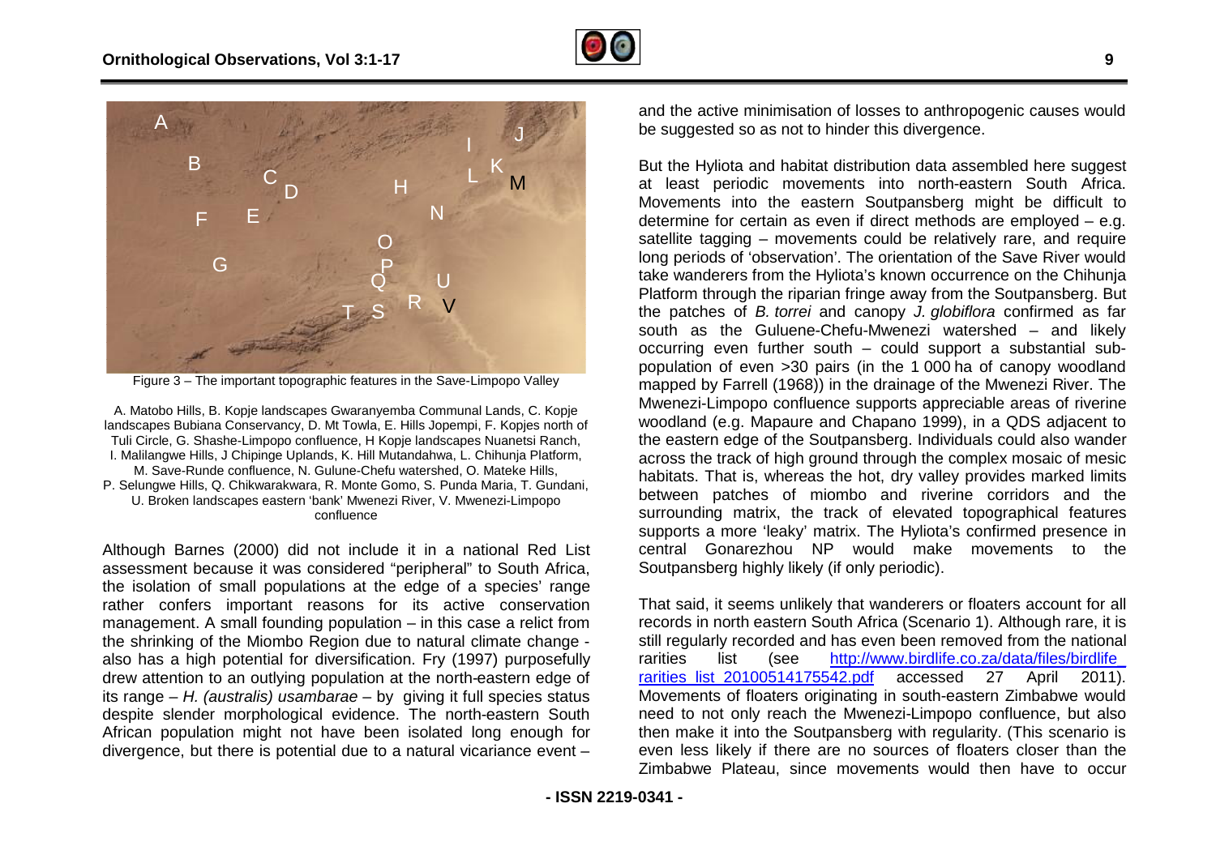Figure 3 – The important topographic features in the Save-Limpopo Valley

A. Matobo Hills, B. Kopje landscapes Gwaranyemba Communal Lands, C. Kopje landscapes Bubiana Conservancy, D. Mt Towla, E. Hills Jopempi, F. Kopjes north of Tuli Circle, G. Shashe-Limpopo confluence, H Kopje landscapes Nuanetsi Ranch, I. Malilangwe Hills, J Chipinge Uplands, K. Hill Mutandahwa, L. Chihunja Platform, M. Save-Runde confluence, N. Gulune-Chefu watershed, O. Mateke Hills, P. Selungwe Hills, Q. Chikwarakwara, R. Monte Gomo, S. Punda Maria, T. Gundani, U. Broken landscapes eastern 'bank' Mwenezi River, V. Mwenezi-Limpopo confluence

Although Barnes (2000) did not include it in a national Red List assessment because it was considered "peripheral" to South Africa, the isolation of small populations at the edge of a species' range rather confers important reasons for its active conservation management. A small founding population – in this case a relict from the shrinking of the Miombo Region due to natural climate change - also has a high potential for diversification. Fry (1997) purposefully drew attention to an outlying population at the north-eastern edge of its range – *H. (australis) usambarae* – by giving it full species status despite slender morphological evidence. The north-eastern South African population might not have been isolated long enough for divergence, but there is potential due to a natural vicariance event – and the active minimisation of losses to anthropogenic causes would be suggested so as not to hinder this divergence.

But the Hyliota and habitat distribution data assembled here suggest at least periodic movements into north-eastern South Africa. Movements into the eastern Soutpansberg might be difficult to determine for certain as even if direct methods are employed – e.g. satellite tagging – movements could be relatively rare, and require long periods of 'observation'. The orientation of the Save River would take wanderers from the Hyliota's known occurrence on the Chihunja Platform through the riparian fringe away from the Soutpansberg. But the patches of *B. torrei* and canopy *J. globiflora* confirmed as far south as the Guluene-Chefu-Mwenezi watershed – and likely occurring even further south – could support a substantial sub-population of even >30 pairs (in the 1 000 ha of canopy woodland mapped by Farrell (1968)) in the drainage of the Mwenezi River. The Mwenezi-Limpopo confluence supports appreciable areas of riverine woodland (e.g. Mapaure and Chapano 1999), in a QDS adjacent to the eastern edge of the Soutpansberg. Individuals could also wander across the track of high ground through the complex mosaic of mesic habitats. That is, whereas the hot, dry valley provides marked limits between patches of miombo and riverine corridors and the surrounding matrix, the track of elevated topographical features supports a more 'leaky' matrix. The Hyliota's confirmed presence in central Gonarezhou NP would make movements to the Soutpansberg highly likely (if only periodic).

That said, it seems unlikely that wanderers or floaters account for all records in north eastern South Africa (Scenario 1). Although rare, it is still regularly recorded and has even been removed from the national rarities list (see http://www.birdlife.co.za/data/files/birdlife_rarities_list_20100514175542.pdf accessed 27 April 2011). Movements of floaters originating in south-eastern Zimbabwe would need to not only reach the Mwenezi-Limpopo confluence, but also then make it into the Soutpansberg with regularity. (This scenario is even less likely if there are no sources of floaters closer than the Zimbabwe Plateau, since movements would then have to occur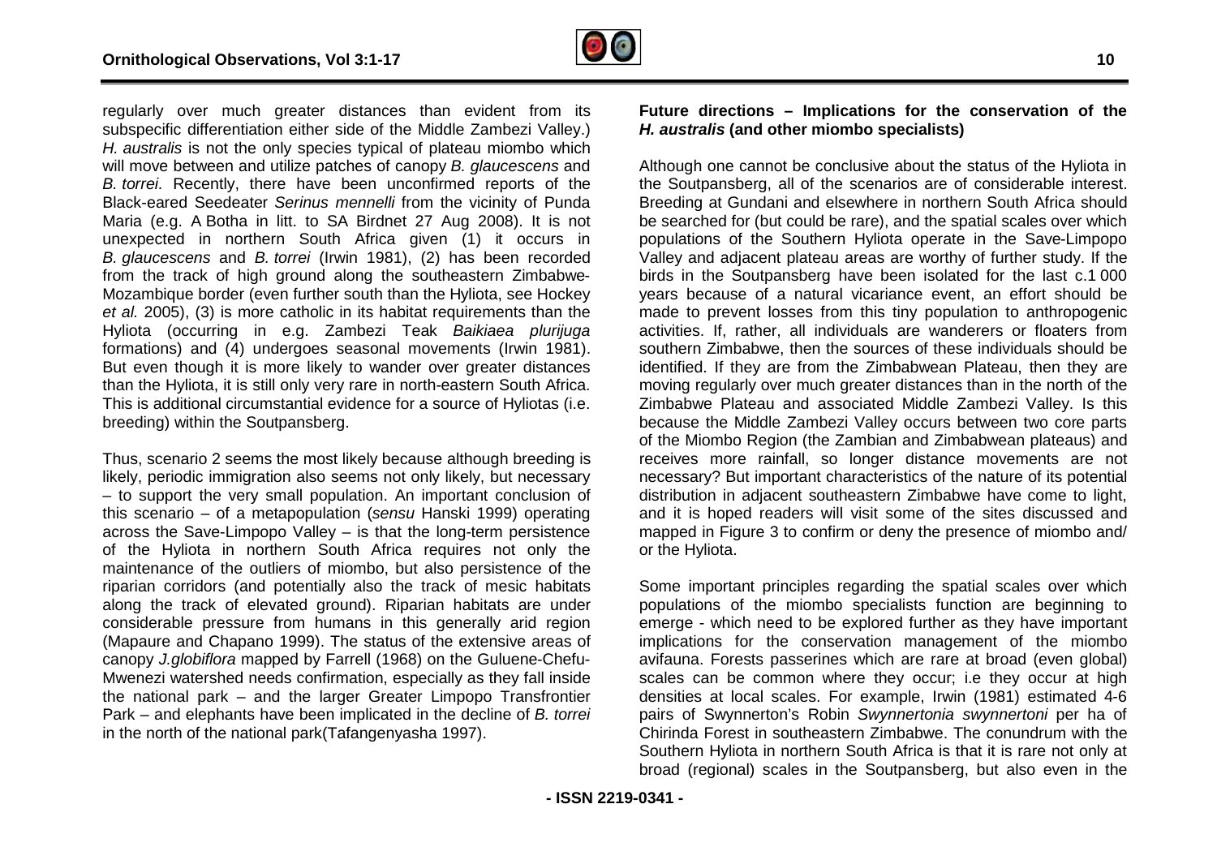regularly over much greater distances than evident from its subspecific differentiation either side of the Middle Zambezi Valley.) *H. australis* is not the only species typical of plateau miombo which will move between and utilize patches of comparable *B. glaucescens* and *B. torrei*. Recently, there have been unconfirmed reports of the Black-eared Seedeater *Serinus mennelli* from the vicinity of Punda Maria (e.g. A Botha in litt. to SA Birdnet 27 Aug 2008). It is not unexpected in northern South Africa given (1) it occurs in *B. glaucescens* and *B. torrei* (Irwin 1981), (2) has been recorded from the track of high ground along the southeastern Zimbabwe-Mozambique border (even further south than the Hyliota, see Hockey *et al.* 2005), (3) is more catholic in its habitat requirements than the Hyliota (occurring in e.g. Zambezi Teak *Baikiaea plurijuga* formations) and (4) undergoes seasonal movements (Irwin 1981). But even though it is more likely to wander over greater distances than the Hyliota, it is still only very rare in north-eastern South Africa. This is additional circumstantial evidence for a source of Hyliotas (i.e. breeding) within the Soutpansberg.

Thus, scenario 2 seems the most likely because although breeding is likely, periodic immigration also seems not only likely, but necessary – to support the very small population. An important conclusion of this scenario – of a metapopulation (*sensu* Hanski 1999) operating across the Save-Limpopo Valley – is that the long-term persistence of the Hyliota in northern South Africa requires not only the maintenance of the outliers of miombo, but also persistence of the riparian corridors (and potentially also the track of mesic habitats along the track of elevated ground). Riparian habitats are under considerable pressure from humans in this generally arid region (Mapaure and Chapano 1999). The status of the extensive areas of canopy *J.globiflora* mapped by Farrell (1968) on the Guluene-Chefu-Mwenezi watershed needs confirmation, especially as they fall inside the national park – and the larger Greater Limpopo Transfrontier Park – and elephants have been implicated in the decline of *B. torrei* in the north of the national park(Tafangenyasha 1997).

**Future directions – Implications for the conservation of the *H. australis* (and other miombo specialists)**

Although one cannot be conclusive about the status of the Hyliota in the Soutpansberg, all of the scenarios are of considerable interest. Breeding at Gundani and elsewhere in northern South Africa should be searched for (but could be rare), and the spatial scales over which populations of the Southern Hyliota operate in the Save-Limpopo Valley and adjacent plateau areas are worthy of further study. If the birds in the Soutpansberg have been isolated for the last c.1 000 years because of a natural vicariance event, an effort should be made to prevent losses from this tiny population to anthropogenic activities. If, rather, all individuals are wanderers or floaters from southern Zimbabwe, then the sources of these individuals should be identified. If they are from the Zimbabwean Plateau, then they are moving regularly over much greater distances than in the north of the Zimbabwe Plateau and associated Middle Zambezi Valley. Is this because the Middle Zambezi Valley occurs between two core parts of the Miombo Region (the Zambian and Zimbabwean plateaus) and receives more rainfall, so longer distance movements are not necessary? But important characteristics of the nature of its potential distribution in adjacent southeastern Zimbabwe have come to light, and it is hoped readers will visit some of the sites discussed and mapped in Figure 3 to confirm or deny the presence of miombo and/ or the Hyliota.

Some important principles regarding the spatial scales over which populations of the miombo specialists function are beginning to emerge - which need to be explored further as they have important implications for the conservation management of the miombo avifauna. Forests passerines which are rare at broad (even global) scales can be common where they occur; i.e they occur at high densities at local scales. For example, Irwin (1981) estimated 4-6 pairs of Swynnerton's Robin *Swynnertonia swynnertoni* per ha of Chirinda Forest in southeastern Zimbabwe. The conundrum with the Southern Hyliota in northern South Africa is that it is rare not only at broad (regional) scales in the Soutpansberg, but also even in the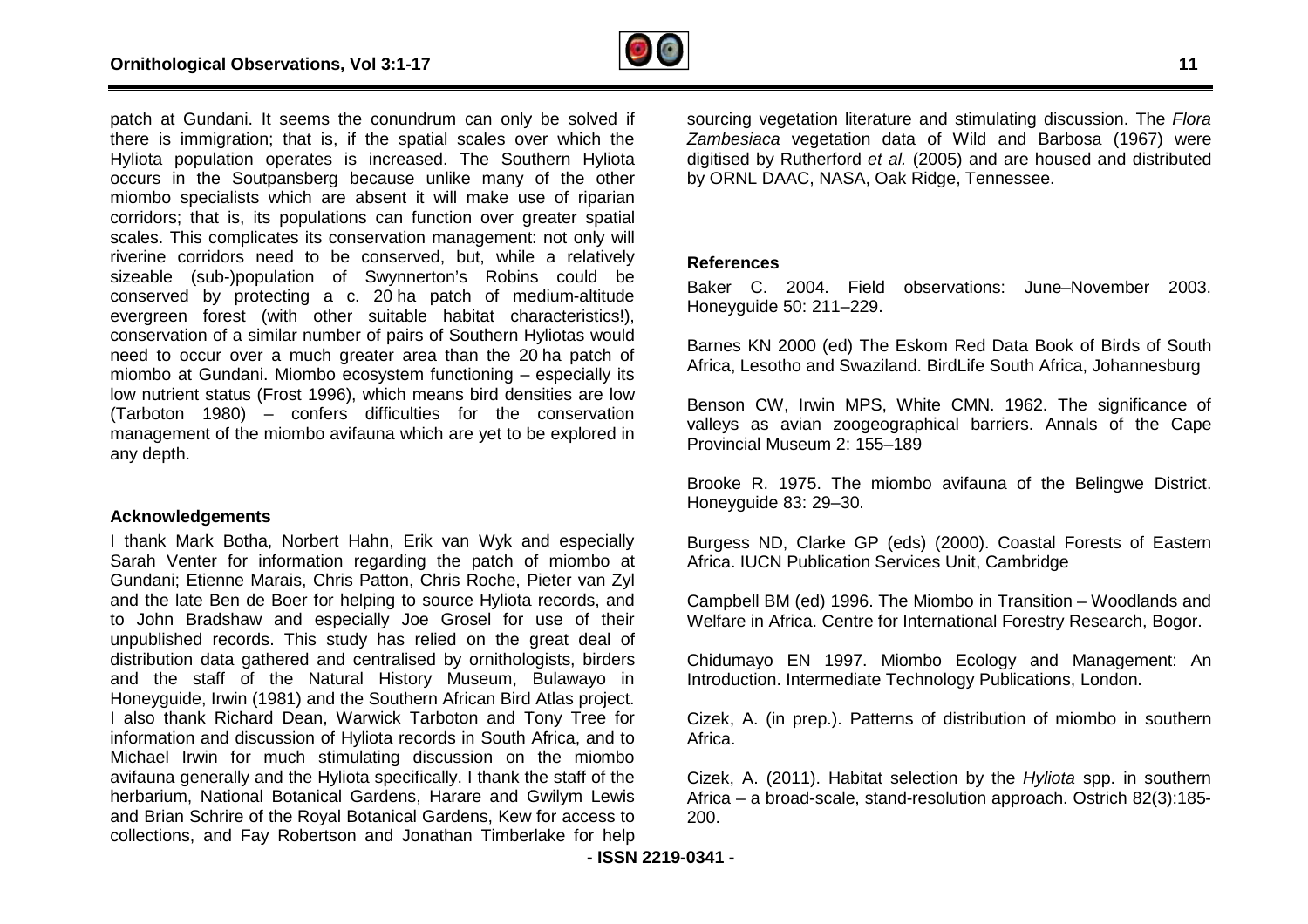patch at Gundani. It seems the conundrum can only be solved if there is immigration; that is, if the spatial scales over which the Hyliota population operates is increased. The Southern Hyliota occurs in the Soutpansberg because unlike many of the other miombo specialists which are absent it will make use of riparian corridors; that is, its populations can function over greater spatial scales. This complicates its conservation management: not only will riverine corridors need to be conserved, but, while a relatively sizeable (sub-)population of Swynnerton's Robins could be conserved by protecting a c. 20 ha patch of medium-altitude evergreen forest (with other suitable habitat characteristics!), conservation of a similar number of pairs of Southern Hyliotas would need to occur over a much greater area than the 20 ha patch of miombo at Gundani. Miombo ecosystem functioning – especially its low nutrient status (Frost 1996), which means bird densities are low (Tarboton 1980) – confers difficulties for the conservation management of the miombo avifauna which are yet to be explored in any depth.

### Acknowledgements

I thank Mark Botha, Norbert Hahn, Erik van Wyk and especially Sarah Venter for information regarding the patch of miombo at Gundani; Etienne Marais, Chris Patton, Chris Roche, Pieter van Zyl and the late Ben de Boer for helping to source Hyliota records, and to John Bradshaw and especially Joe Grosel for use of their unpublished records. This study has relied on the great deal of distribution data gathered and centralised by ornithologists, birders and the staff of the Natural History Museum, Bulawayo in Honeyguide, Irwin (1981) and the Southern African Bird Atlas project. I also thank Richard Dean, Warwick Tarboton and Tony Tree for information and discussion of Hyliota records in South Africa, and to Michael Irwin for much stimulating discussion on the miombo avifauna generally and the Hyliota specifically. I thank the staff of the herbarium, National Botanical Gardens, Harare and Gwilym Lewis and Brian Schrire of the Royal Botanical Gardens, Kew for access to collections, and Fay Robertson and Jonathan Timberlake for help sourcing vegetation literature and stimulating discussion. The *Flora Zambesiaca* vegetation data of Wild and Barbosa (1967) were digitised by Rutherford *et al.* (2005) and are housed and distributed by ORNL DAAC, NASA, Oak Ridge, Tennessee.

### References

Baker C. 2004. Field observations: June–November 2003. Honeyguide 50: 211–229.

Barnes KN 2000 (ed) The Eskom Red Data Book of Birds of South Africa, Lesotho and Swaziland. BirdLife South Africa, Johannesburg

Benson CW, Irwin MPS, White CMN. 1962. The significance of valleys as avian zoogeographical barriers. Annals of the Cape Provincial Museum 2: 155–189

Brooke R. 1975. The miombo avifauna of the Belingwe District. Honeyguide 83: 29–30.

Burgess ND, Clarke GP (eds) (2000). Coastal Forests of Eastern Africa. IUCN Publication Services Unit, Cambridge

Campbell BM (ed) 1996. The Miombo in Transition – Woodlands and Welfare in Africa. Centre for International Forestry Research, Bogor.

Chidumayo EN 1997. Miombo Ecology and Management: An Introduction. Intermediate Technology Publications, London.

Cizek, A. (in prep.). Patterns of distribution of miombo in southern Africa.

Cizek, A. (2011). Habitat selection by the *Hyliota* spp. in southern Africa – a broad-scale, stand-resolution approach. Ostrich 82(3):185-200.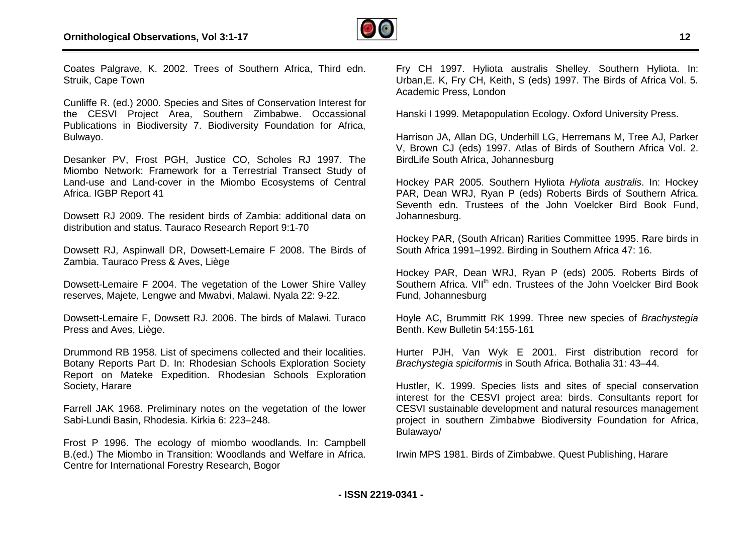Coates Palgrave, K. 2002. Trees of Southern Africa, Third edn. Struik, Cape Town

Cunliffe R. (ed.) 2000. Species and Sites of Conservation Interest for the CESVI Project Area, Southern Zimbabwe. Occassional Publications in Biodiversity 7. Biodiversity Foundation for Africa, Bulwayo.

Desanker PV, Frost PGH, Justice CO, Scholes RJ 1997. The Miombo Network: Framework for a Terrestrial Transect Study of Land-use and Land-cover in the Miombo Ecosystems of Central Africa. IGBP Report 41

Dowsett RJ 2009. The resident birds of Zambia: additional data on distribution and status. Tauraco Research Report 9:1-70

Dowsett RJ, Aspinwall DR, Dowsett-Lemaire F 2008. The Birds of Zambia. Tauraco Press & Aves, Liège

Dowsett-Lemaire F 2004. The vegetation of the Lower Shire Valley reserves, Majete, Lengwe and Mwabvi, Malawi. Nyala 22: 9-22.

Dowsett-Lemaire F, Dowsett RJ. 2006. The birds of Malawi. Turaco Press and Aves, Liège.

Drummond RB 1958. List of specimens collected and their localities. Botany Reports Part D. In: Rhodesian Schools Exploration Society Report on Mateke Expedition. Rhodesian Schools Exploration Society, Harare

Farrell JAK 1968. Preliminary notes on the vegetation of the lower Sabi-Lundi Basin, Rhodesia. Kirkia 6: 223–248.

Frost P 1996. The ecology of miombo woodlands. In: Campbell B.(ed.) The Miombo in Transition: Woodlands and Welfare in Africa. Centre for International Forestry Research, Bogor

Fry CH 1997. Hyliota australis Shelley. Southern Hyliota. In: Urban,E. K, Fry CH, Keith, S (eds) 1997. The Birds of Africa Vol. 5. Academic Press, London

Hanski I 1999. Metapopulation Ecology. Oxford University Press.

Harrison JA, Allan DG, Underhill LG, Herremans M, Tree AJ, Parker V, Brown CJ (eds) 1997. Atlas of Birds of Southern Africa Vol. 2. BirdLife South Africa, Johannesburg

Hockey PAR 2005. Southern Hyliota *Hyliota australis*. In: Hockey PAR, Dean WRJ, Ryan P (eds) Roberts Birds of Southern Africa. Seventh edn. Trustees of the John Voelcker Bird Book Fund, Johannesburg.

Hockey PAR, (South African) Rarities Committee 1995. Rare birds in South Africa 1991–1992. Birding in Southern Africa 47: 16.

Hockey PAR, Dean WRJ, Ryan P (eds) 2005. Roberts Birds of Southern Africa. VII$^{th}$ edn. Trustees of the John Voelcker Bird Book Fund, Johannesburg

Hoyle AC, Brummitt RK 1999. Three new species of *Brachystegia* Benth. Kew Bulletin 54:155-161

Hurter PJH, Van Wyk E 2001. First distribution record for *Brachystegia spiciformis* in South Africa. Bothalia 31: 43–44.

Hustler, K. 1999. Species lists and sites of special conservation interest for the CESVI project area: birds. Consultants report for CESVI sustainable development and natural resources management project in southern Zimbabwe Biodiversity Foundation for Africa, Bulawayo/

Irwin MPS 1981. Birds of Zimbabwe. Quest Publishing, Harare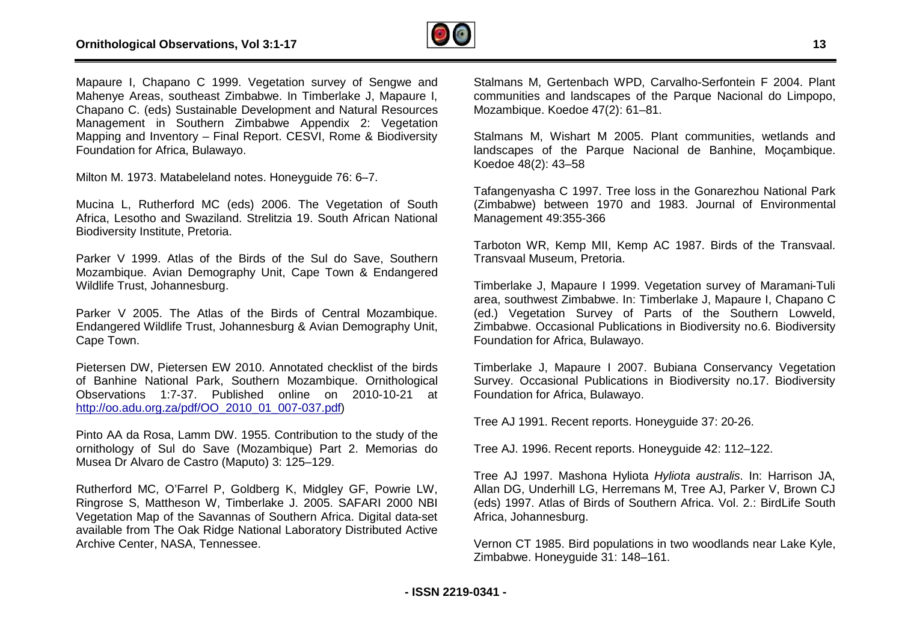Mapaure I, Chapano C 1999. Vegetation survey of Sengwe and Mahenye Areas, southeast Zimbabwe. In Timberlake J, Mapaure I, Chapano C. (eds) Sustainable Development and Natural Resources Management in Southern Zimbabwe Appendix 2: Vegetation Mapping and Inventory – Final Report. CESVI, Rome & Biodiversity Foundation for Africa, Bulawayo.

Milton M. 1973. Matabeleland notes. Honeyguide 76: 6–7.

Mucina L, Rutherford MC (eds) 2006. The Vegetation of South Africa, Lesotho and Swaziland. Strelitzia 19. South African National Biodiversity Institute, Pretoria.

Parker V 1999. Atlas of the Birds of the Sul do Save, Southern Mozambique. Avian Demography Unit, Cape Town & Endangered Wildlife Trust, Johannesburg.

Parker V 2005. The Atlas of the Birds of Central Mozambique. Endangered Wildlife Trust, Johannesburg & Avian Demography Unit, Cape Town.

Pietersen DW, Pietersen EW 2010. Annotated checklist of the birds of Banhine National Park, Southern Mozambique. Ornithological Observations 1:7-37. Published online on 2010-10-21 at [http://oo.adu.org.za/pdf/OO_2010_01_007-037.pdf](http://oo.adu.org.za/pdf/OO_2010_01_007-037.pdf))

Pinto AA da Rosa, Lamm DW. 1955. Contribution to the study of the ornithology of Sul do Save (Mozambique) Part 2. Memorias do Musea Dr Alvaro de Castro (Maputo) 3: 125–129.

Rutherford MC, O'Farrel P, Goldberg K, Midgley GF, Powrie LW, Ringrose S, Mattheson W, Timberlake J. 2005. SAFARI 2000 NBI Vegetation Map of the Savannas of Southern Africa. Digital data-set available from The Oak Ridge National Laboratory Distributed Active Archive Center, NASA, Tennessee.

Stalmans M, Gertenbach WPD, Carvalho-Serfontein F 2004. Plant communities and landscapes of the Parque Nacional do Limpopo, Mozambique. Koedoe 47(2): 61–81.

Stalmans M, Wishart M 2005. Plant communities, wetlands and landscapes of the Parque Nacional de Banhine, Moçambique. Koedoe 48(2): 43–58

Tafangenyasha C 1997. Tree loss in the Gonarezhou National Park (Zimbabwe) between 1970 and 1983. Journal of Environmental Management 49:355-366

Tarboton WR, Kemp MII, Kemp AC 1987. Birds of the Transvaal. Transvaal Museum, Pretoria.

Timberlake J, Mapaure I 1999. Vegetation survey of Maramani-Tuli area, southwest Zimbabwe. In: Timberlake J, Mapaure I, Chapano C (ed.) Vegetation Survey of Parts of the Southern Lowveld, Zimbabwe. Occasional Publications in Biodiversity no.6. Biodiversity Foundation for Africa, Bulawayo.

Timberlake J, Mapaure I 2007. Bubiana Conservancy Vegetation Survey. Occasional Publications in Biodiversity no.17. Biodiversity Foundation for Africa, Bulawayo.

Tree AJ 1991. Recent reports. Honeyguide 37: 20-26.

Tree AJ. 1996. Recent reports. Honeyguide 42: 112–122.

Tree AJ 1997. Mashona Hyliota *Hyliota australis*. In: Harrison JA, Allan DG, Underhill LG, Herremans M, Tree AJ, Parker V, Brown CJ (eds) 1997. Atlas of Birds of Southern Africa. Vol. 2.: BirdLife South Africa, Johannesburg.

Vernon CT 1985. Bird populations in two woodlands near Lake Kyle, Zimbabwe. Honeyguide 31: 148–161.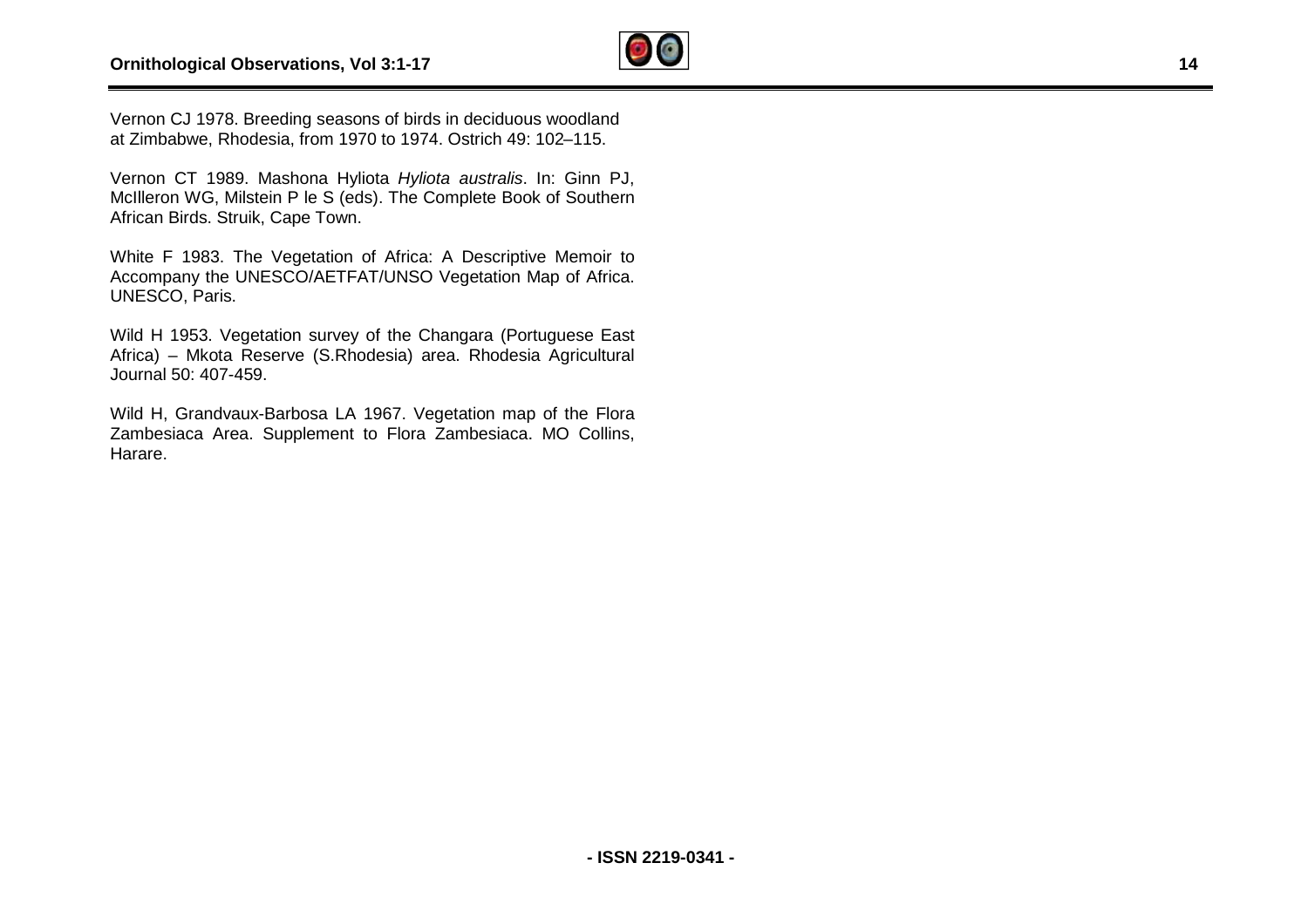Vernon CJ 1978. Breeding seasons of birds in deciduous woodland at Zimbabwe, Rhodesia, from 1970 to 1974. Ostrich 49: 102–115.

Vernon CT 1989. Mashona Hyliota *Hyliota australis*. In: Ginn PJ, McIlleron WG, Milstein P le S (eds). The Complete Book of Southern African Birds. Struik, Cape Town.

White F 1983. The Vegetation of Africa: A Descriptive Memoir to Accompany the UNESCO/AETFAT/UNSO Vegetation Map of Africa. UNESCO, Paris.

Wild H 1953. Vegetation survey of the Changara (Portuguese East Africa) – Mkota Reserve (S.Rhodesia) area. Rhodesia Agricultural Journal 50: 407-459.

Wild H, Grandvaux-Barbosa LA 1967. Vegetation map of the Flora Zambesiaca Area. Supplement to Flora Zambesiaca. MO Collins, Harare.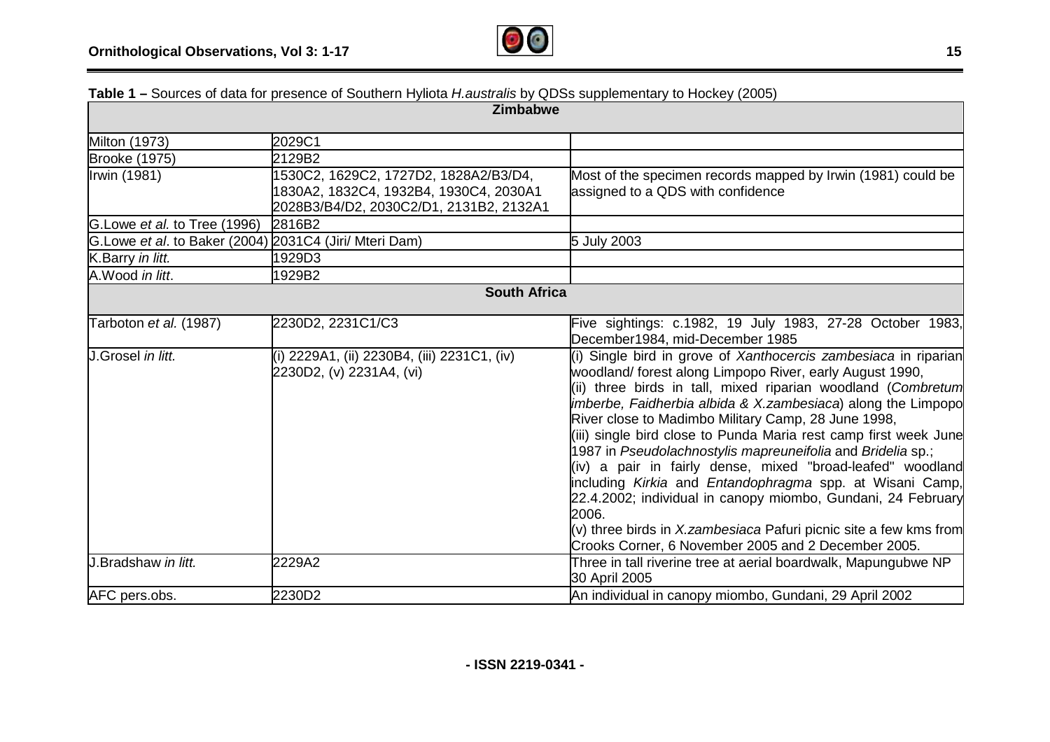**Table 1 –** Sources of data for presence of Southern Hyliota *H.australis* by QDSs supplementary to Hockey (2005)

| Zimbabwe | | |
|---|---|---|
| Milton (1973) | 2029C1 | |
| Brooke (1975) | 2129B2 | |
| Irwin (1981) | 1530C2, 1629C2, 1727D2, 1828A2/B3/D4, 1830A2, 1832C4, 1932B4, 1930C4, 2030A1 2028B3/B4/D2, 2030C2/D1, 2131B2, 2132A1 | Most of the specimen records mapped by Irwin (1981) could be assigned to a QDS with confidence |
| G.Lowe *et al.* to Tree (1996) | 2816B2 | |
| G.Lowe *et al*. to Baker (2004) | 2031C4 (Jiri/ Mteri Dam) | 5 July 2003 |
| K.Barry *in litt.* | 1929D3 | |
| A.Wood *in litt*. | 1929B2 | |
| **South Africa** | | |
| Tarboton *et al.* (1987) | 2230D2, 2231C1/C3 | Five sightings: c.1982, 19 July 1983, 27-28 October 1983, December1984, mid-December 1985 |
| J.Grosel *in litt.* | (i) 2229A1, (ii) 2230B4, (iii) 2231C1, (iv) 2230D2, (v) 2231A4, (vi) | (i) Single bird in grove of *Xanthocercis zambesiaca* in riparian woodland/ forest along Limpopo River, early August 1990, (ii) three birds in tall, mixed riparian woodland (*Combretum imberbe, Faidherbia albida & X.zambesiaca*) along the Limpopo River close to Madimbo Military Camp, 28 June 1998, (iii) single bird close to Punda Maria rest camp first week June 1987 in *Pseudolachnostylis mapreuneifolia* and *Bridelia* sp.; (iv) a pair in fairly dense, mixed "broad-leafed" woodland including *Kirkia* and *Entandophragma* spp. at Wisani Camp, 22.4.2002; individual in canopy miombo, Gundani, 24 February 2006. (v) three birds in *X.zambesiaca* Pafuri picnic site a few kms from Crooks Corner, 6 November 2005 and 2 December 2005. |
| J.Bradshaw *in litt.* | 2229A2 | Three in tall riverine tree at aerial boardwalk, Mapungubwe NP 30 April 2005 |
| AFC pers.obs. | 2230D2 | An individual in canopy miombo, Gundani, 29 April 2002 |

**- ISSN 2219-0341 -**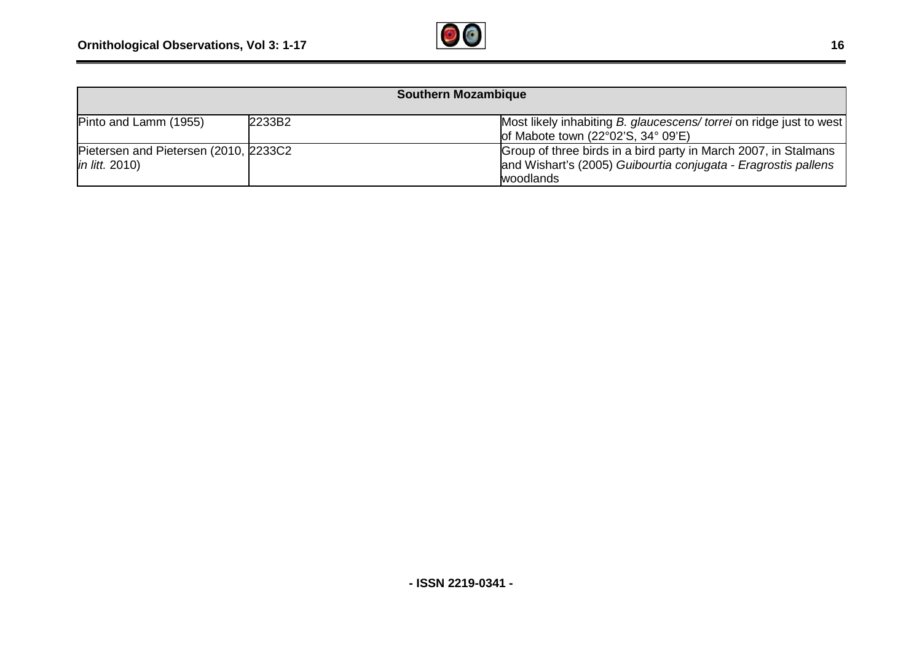| Southern Mozambique | | |
| --- | --- | --- |
| Pinto and Lamm (1955) | 2233B2 | Most likely inhabiting *B. glaucescens/ torrei* on ridge just to west of Mabote town (22°02'S, 34° 09'E) |
| Pietersen and Pietersen (2010, *in litt.* 2010) | 2233C2 | Group of three birds in a bird party in March 2007, in Stalmans and Wishart's (2005) *Guibourtia conjugata - Eragrostis pallens* woodlands |

**- ISSN 2219-0341 -**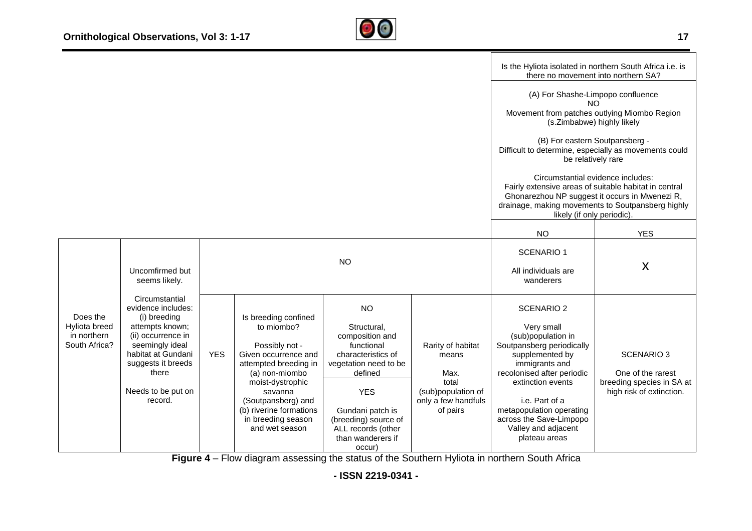| | | | | | | | | |
|---|---|---|---|---|---|---|---|---|
| | | | | | | | Is the Hyliota isolated in northern South Africa i.e. is there no movement into northern SA? | |
| | | | | | | | (A) For Shashe-Limpopo confluence<br>NO<br>Movement from patches outlying Miombo Region (s.Zimbabwe) highly likely<br><br>(B) For eastern Soutpansberg -<br>Difficult to determine, especially as movements could be relatively rare<br><br>Circumstantial evidence includes:<br>Fairly extensive areas of suitable habitat in central Ghonarezhou NP suggest it occurs in Mwenezi R, drainage, making movements to Soutpansberg highly likely (if only periodic). | |
| | | | | | | | NO | YES |
| Does the Hyliota breed in northern South Africa? | Uncomfirmed but seems likely.<br><br>Circumstantial evidence includes:<br>(i) breeding attempts known;<br>(ii) occurrence in seemingly ideal habitat at Gundani suggests it breeds there<br><br>Needs to be put on record. | NO | | | | | SCENARIO 1<br><br>All individuals are wanderers | X |
| | | YES | Is breeding confined to miombo?<br><br>Possibly not - Given occurrence and attempted breeding in (a) non-miombo moist-dystrophic savanna (Soutpansberg) and (b) riverine formations in breeding season and wet season | NO<br><br>Structural, composition and functional characteristics of vegetation need to be defined | Rarity of habitat means<br><br>Max. total (sub)population of only a few handfuls of pairs | | SCENARIO 2<br><br>Very small (sub)population in Soutpansberg periodically supplemented by immigrants and recolonised after periodic extinction events<br><br>i.e. Part of a metapopulation operating across the Save-Limpopo Valley and adjacent plateau areas | SCENARIO 3<br><br>One of the rarest breeding species in SA at high risk of extinction. |
| | | | | YES<br><br>Gundani patch is (breeding) source of ALL records (other than wanderers if occur) | | | | |

**Figure 4** – Flow diagram assessing the status of the Southern Hyliota in northern South Africa

**- ISSN 2219-0341 -**